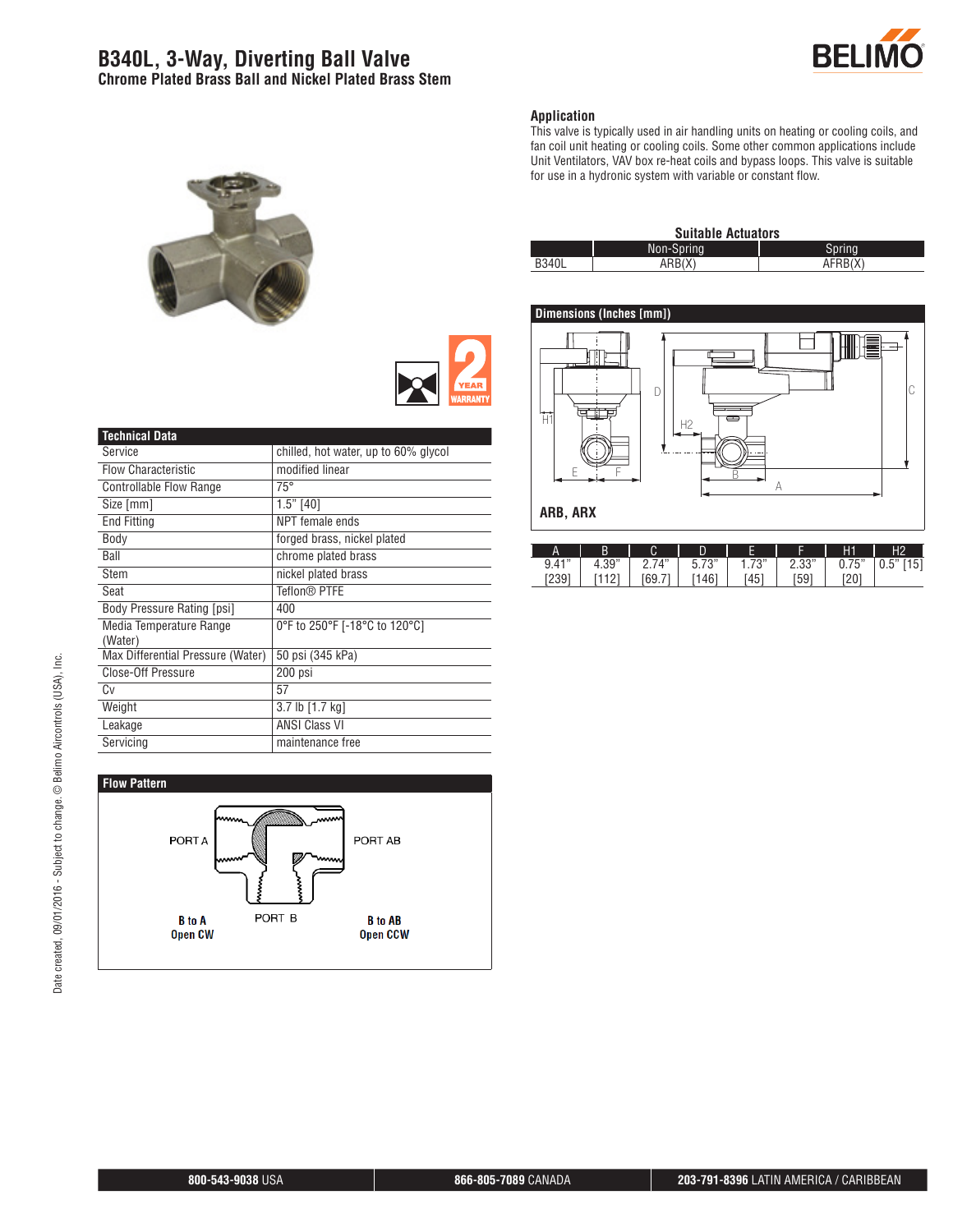# B340L, 3-Way, Diverting Ball Valve

## Chrome Plated Brass Ball and Nickel Plated Brass Stem

### Application

This valve is typically used in air handling units on heating or cooling coils, and fan coil unit heating or cooling coils. Some other common applications include Unit Ventilators, VAV box re-heat coils and bypass loops. This valve is suitable for use in a hydronic system with variable or constant flow.

### Suitable Actuators

| | Non-Spring | Spring |
|---|---|---|
| B340L | ARB(X) | AFRB(X) |

### Technical Data

| Technical Data | |
|---|---|
| Service | chilled, hot water, up to 60% glycol |
| Flow Characteristic | modified linear |
| Controllable Flow Range | 75° |
| Size [mm] | 1.5" [40] |
| End Fitting | NPT female ends |
| Body | forged brass, nickel plated |
| Ball | chrome plated brass |
| Stem | nickel plated brass |
| Seat | Teflon® PTFE |
| Body Pressure Rating [psi] | 400 |
| Media Temperature Range (Water) | 0°F to 250°F [-18°C to 120°C] |
| Max Differential Pressure (Water) | 50 psi (345 kPa) |
| Close-Off Pressure | 200 psi |
| Cv | 57 |
| Weight | 3.7 lb [1.7 kg] |
| Leakage | ANSI Class VI |
| Servicing | maintenance free |

### Dimensions (Inches [mm])

ARB, ARX

| A | B | C | D | E | F | H1 | H2 |
|---|---|---|---|---|---|---|---|
| 9.41" [239] | 4.39" [112] | 2.74" [69.7] | 5.73" [146] | 1.73" [45] | 2.33" [59] | 0.75" [20] | 0.5" [15] |

### Flow Pattern

PORT A — PORT AB — PORT B

**B to A**
**Open CW**

**B to AB**
**Open CCW**

Date created, 09/01/2016 - Subject to change. © Belimo Aircontrols (USA), Inc.

**800-543-9038** USA | **866-805-7089** CANADA | **203-791-8396** LATIN AMERICA / CARIBBEAN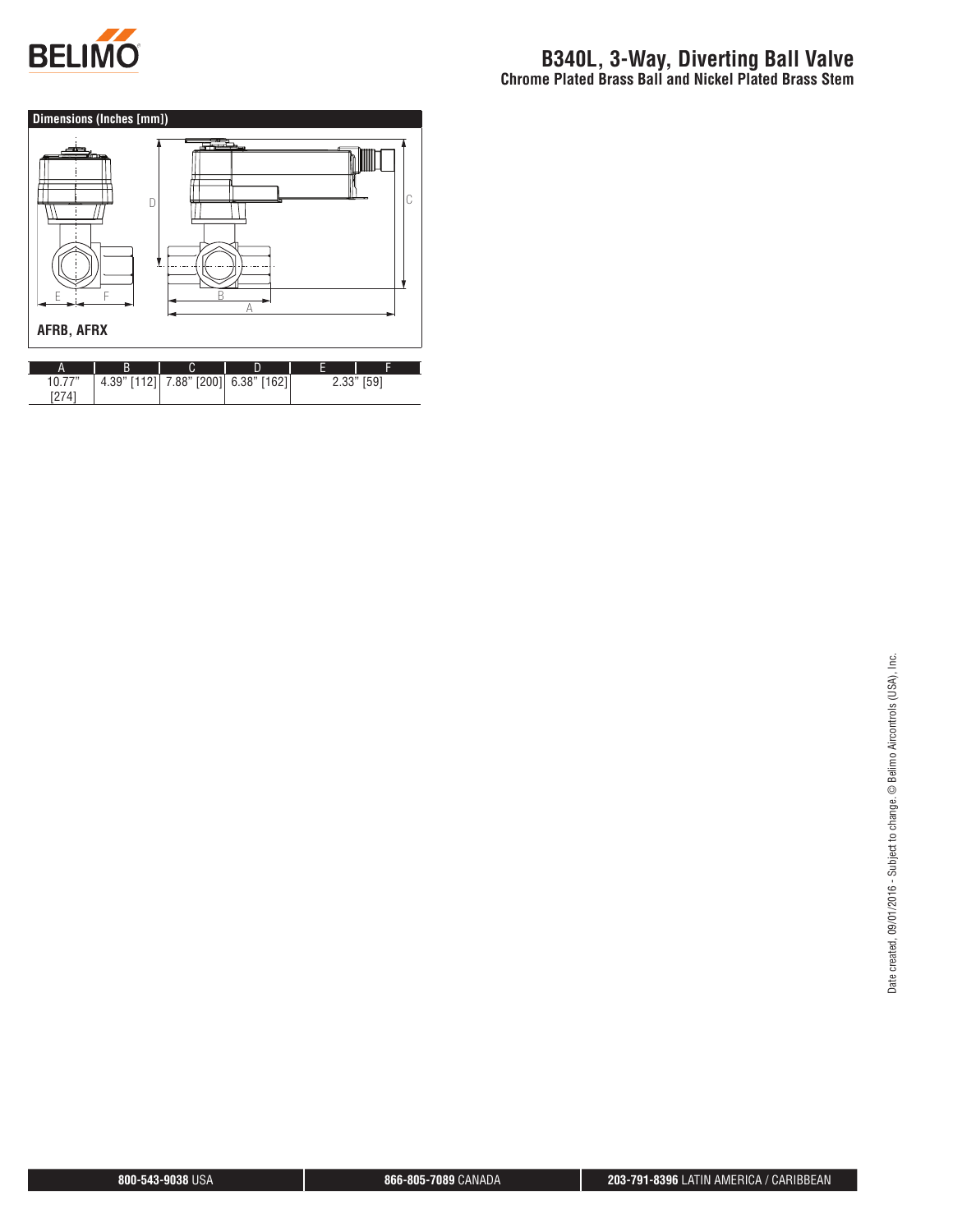# B340L, 3-Way, Diverting Ball Valve

## Chrome Plated Brass Ball and Nickel Plated Brass Stem

### Dimensions (Inches [mm])

AFRB, AFRX

| A | B | C | D | E | F |
|---|---|---|---|---|---|
| 10.77" [274] | 4.39" [112] | 7.88" [200] | 6.38" [162] | 2.33" [59] | |

Date created, 09/01/2016 - Subject to change. © Belimo Aircontrols (USA), Inc.

**800-543-9038** USA **866-805-7089** CANADA **203-791-8396** LATIN AMERICA / CARIBBEAN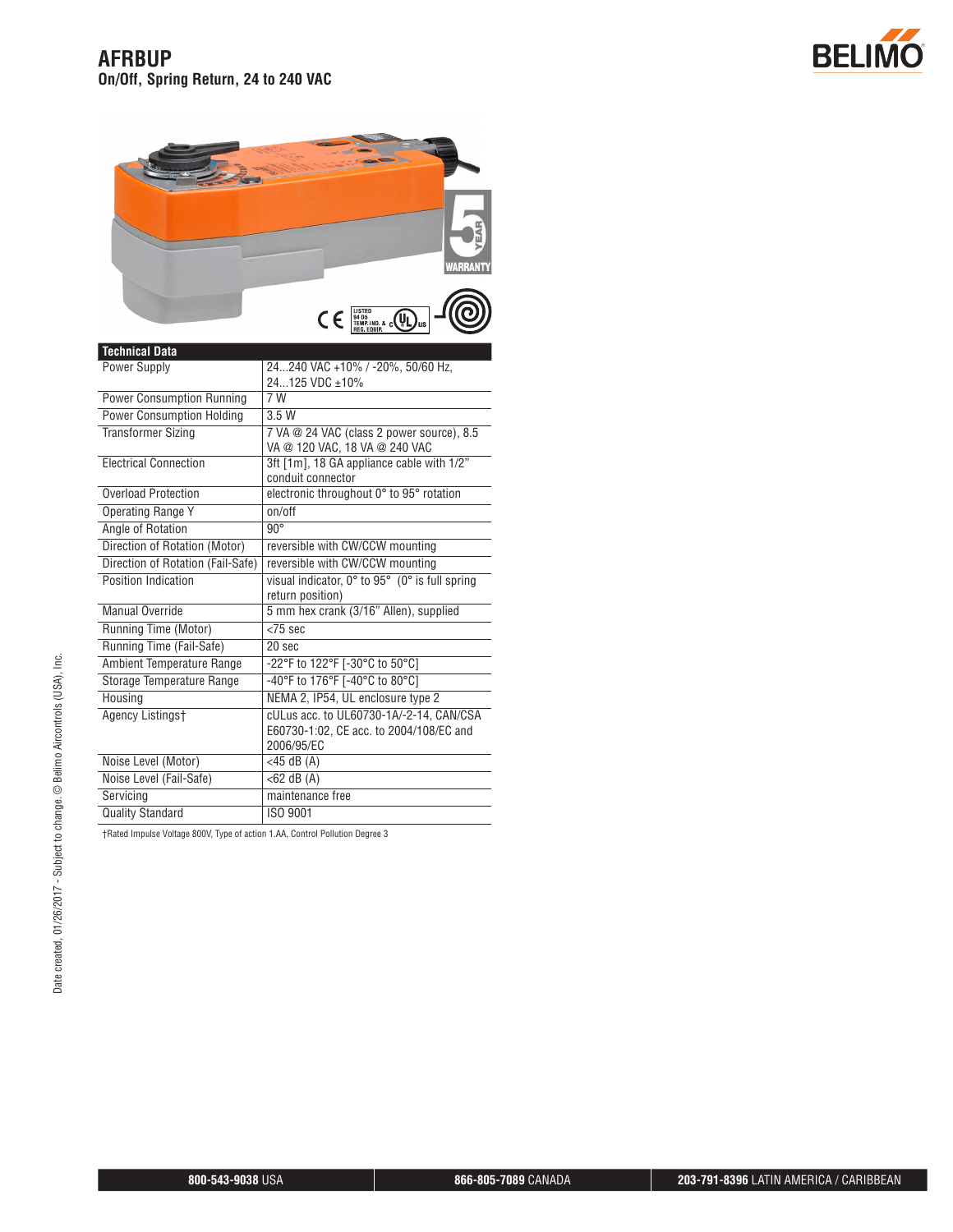# AFRBUP

**On/Off, Spring Return, 24 to 240 VAC**

| Technical Data | |
|---|---|
| Power Supply | 24...240 VAC +10% / -20%, 50/60 Hz, 24...125 VDC ±10% |
| Power Consumption Running | 7 W |
| Power Consumption Holding | 3.5 W |
| Transformer Sizing | 7 VA @ 24 VAC (class 2 power source), 8.5 VA @ 120 VAC, 18 VA @ 240 VAC |
| Electrical Connection | 3ft [1m], 18 GA appliance cable with 1/2" conduit connector |
| Overload Protection | electronic throughout 0° to 95° rotation |
| Operating Range Y | on/off |
| Angle of Rotation | 90° |
| Direction of Rotation (Motor) | reversible with CW/CCW mounting |
| Direction of Rotation (Fail-Safe) | reversible with CW/CCW mounting |
| Position Indication | visual indicator, 0° to 95° (0° is full spring return position) |
| Manual Override | 5 mm hex crank (3/16" Allen), supplied |
| Running Time (Motor) | <75 sec |
| Running Time (Fail-Safe) | 20 sec |
| Ambient Temperature Range | -22°F to 122°F [-30°C to 50°C] |
| Storage Temperature Range | -40°F to 176°F [-40°C to 80°C] |
| Housing | NEMA 2, IP54, UL enclosure type 2 |
| Agency Listings† | cULus acc. to UL60730-1A/-2-14, CAN/CSA E60730-1:02, CE acc. to 2004/108/EC and 2006/95/EC |
| Noise Level (Motor) | <45 dB (A) |
| Noise Level (Fail-Safe) | <62 dB (A) |
| Servicing | maintenance free |
| Quality Standard | ISO 9001 |

†Rated Impulse Voltage 800V, Type of action 1.AA, Control Pollution Degree 3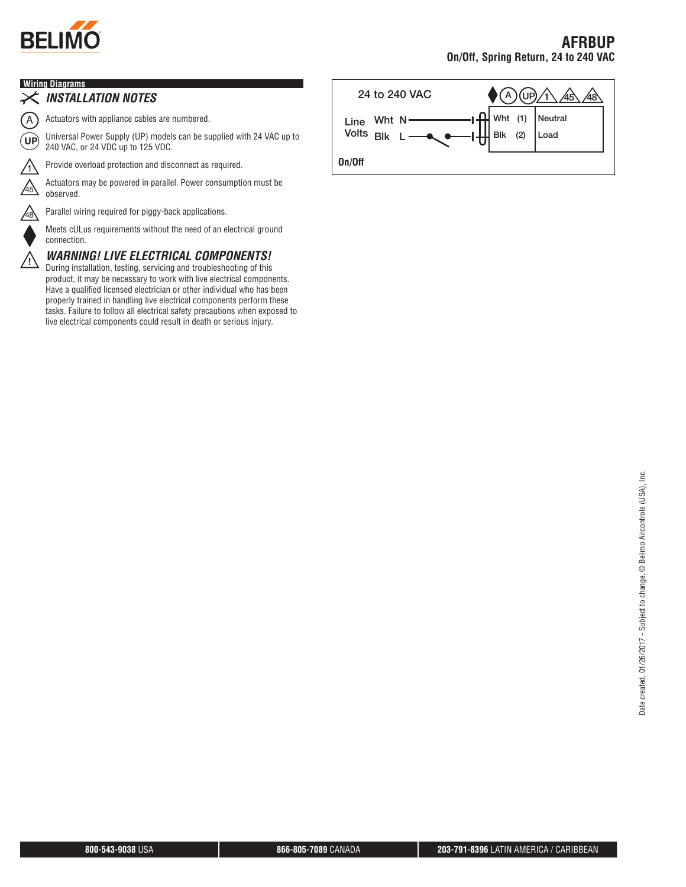# AFRBUP

**On/Off, Spring Return, 24 to 240 VAC**

## Wiring Diagrams

### *INSTALLATION NOTES*

(A) Actuators with appliance cables are numbered.

(UP) Universal Power Supply (UP) models can be supplied with 24 VAC up to 240 VAC, or 24 VDC up to 125 VDC.

⚠1 Provide overload protection and disconnect as required.

⚠45 Actuators may be powered in parallel. Power consumption must be observed.

⚠48 Parallel wiring required for piggy-back applications.

◆ Meets cULus requirements without the need of an electrical ground connection.

### ⚠ *WARNING! LIVE ELECTRICAL COMPONENTS!*

During installation, testing, servicing and troubleshooting of this product, it may be necessary to work with live electrical components. Have a qualified licensed electrician or other individual who has been properly trained in handling live electrical components perform these tasks. Failure to follow all electrical safety precautions when exposed to live electrical components could result in death or serious injury.

24 to 240 VAC

◆ A UP 1 45 48

Line Volts

Wht N

Blk L

Wht (1) Neutral

Blk (2) Load

On/Off

Date created, 01/26/2017 - Subject to change. © Belimo Aircontrols (USA), Inc.

**800-543-9038** USA **866-805-7089** CANADA **203-791-8396** LATIN AMERICA / CARIBBEAN